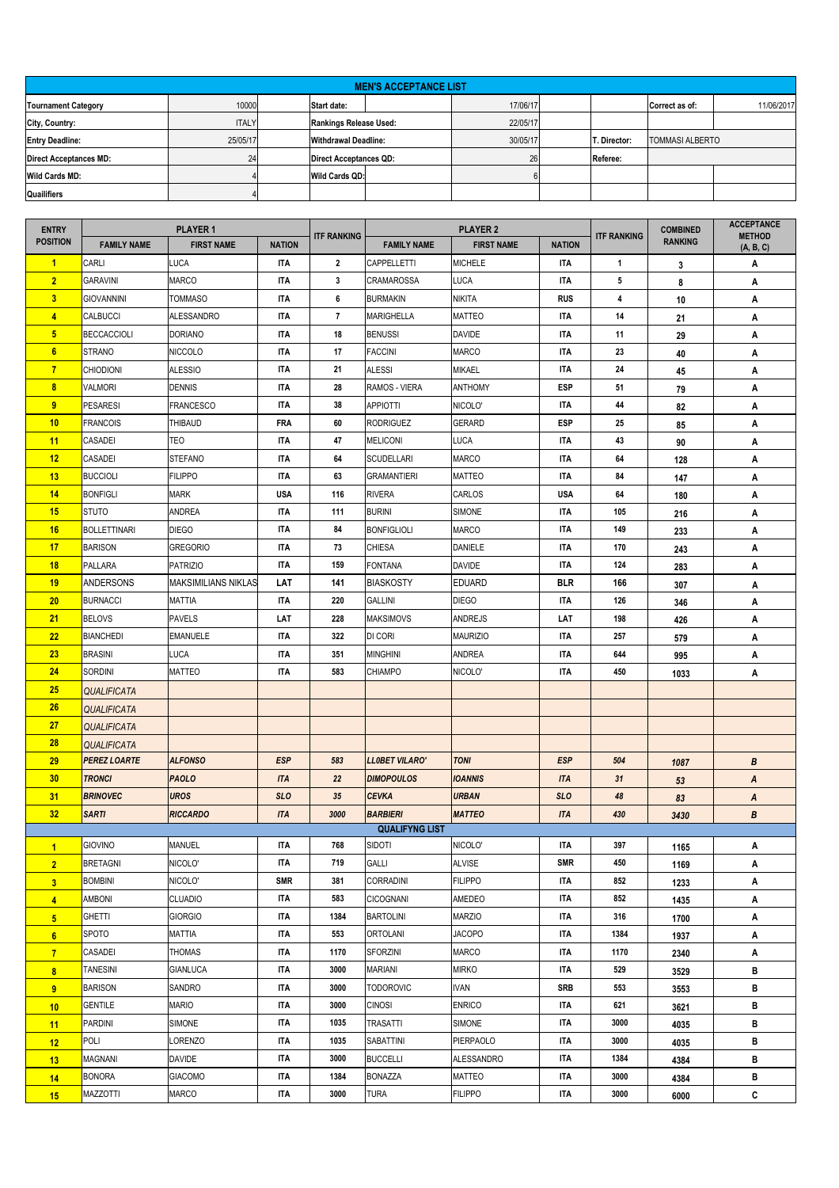## MEN'S ACCEPTANCE LIST

| | | | | | | |
|---|---|---|---|---|---|---|
| Tournament Category | 10000 | Start date: | 17/06/17 | | Correct as of: | 11/06/2017 |
| City, Country: | ITALY | Rankings Release Used: | 22/05/17 | | | |
| Entry Deadline: | 25/05/17 | Withdrawal Deadline: | 30/05/17 | T. Director: | TOMMASI ALBERTO | |
| Direct Acceptances MD: | 24 | Direct Acceptances QD: | 26 | Referee: | | |
| Wild Cards MD: | 4 | Wild Cards QD: | 6 | | | |
| Quailifiers | 4 | | | | | |

| ENTRY POSITION | PLAYER 1 | | | ITF RANKING | PLAYER 2 | | | ITF RANKING | COMBINED RANKING | ACCEPTANCE METHOD (A, B, C) |
|---|---|---|---|---|---|---|---|---|---|---|
| | FAMILY NAME | FIRST NAME | NATION | | FAMILY NAME | FIRST NAME | NATION | | | |
| 1 | CARLI | LUCA | ITA | 2 | CAPPELLETTI | MICHELE | ITA | 1 | 3 | A |
| 2 | GARAVINI | MARCO | ITA | 3 | CRAMAROSSA | LUCA | ITA | 5 | 8 | A |
| 3 | GIOVANNINI | TOMMASO | ITA | 6 | BURMAKIN | NIKITA | RUS | 4 | 10 | A |
| 4 | CALBUCCI | ALESSANDRO | ITA | 7 | MARIGHELLA | MATTEO | ITA | 14 | 21 | A |
| 5 | BECCACCIOLI | DORIANO | ITA | 18 | BENUSSI | DAVIDE | ITA | 11 | 29 | A |
| 6 | STRANO | NICCOLO | ITA | 17 | FACCINI | MARCO | ITA | 23 | 40 | A |
| 7 | CHIODIONI | ALESSIO | ITA | 21 | ALESSI | MIKAEL | ITA | 24 | 45 | A |
| 8 | VALMORI | DENNIS | ITA | 28 | RAMOS - VIERA | ANTHOMY | ESP | 51 | 79 | A |
| 9 | PESARESI | FRANCESCO | ITA | 38 | APPIOTTI | NICOLO' | ITA | 44 | 82 | A |
| 10 | FRANCOIS | THIBAUD | FRA | 60 | RODRIGUEZ | GERARD | ESP | 25 | 85 | A |
| 11 | CASADEI | TEO | ITA | 47 | MELICONI | LUCA | ITA | 43 | 90 | A |
| 12 | CASADEI | STEFANO | ITA | 64 | SCUDELLARI | MARCO | ITA | 64 | 128 | A |
| 13 | BUCCIOLI | FILIPPO | ITA | 63 | GRAMANTIERI | MATTEO | ITA | 84 | 147 | A |
| 14 | BONFIGLI | MARK | USA | 116 | RIVERA | CARLOS | USA | 64 | 180 | A |
| 15 | STUTO | ANDREA | ITA | 111 | BURINI | SIMONE | ITA | 105 | 216 | A |
| 16 | BOLLETTINARI | DIEGO | ITA | 84 | BONFIGLIOLI | MARCO | ITA | 149 | 233 | A |
| 17 | BARISON | GREGORIO | ITA | 73 | CHIESA | DANIELE | ITA | 170 | 243 | A |
| 18 | PALLARA | PATRIZIO | ITA | 159 | FONTANA | DAVIDE | ITA | 124 | 283 | A |
| 19 | ANDERSONS | MAKSIMILIANS NIKLAS | LAT | 141 | BIASKOSTY | EDUARD | BLR | 166 | 307 | A |
| 20 | BURNACCI | MATTIA | ITA | 220 | GALLINI | DIEGO | ITA | 126 | 346 | A |
| 21 | BELOVS | PAVELS | LAT | 228 | MAKSIMOVS | ANDREJS | LAT | 198 | 426 | A |
| 22 | BIANCHEDI | EMANUELE | ITA | 322 | DI CORI | MAURIZIO | ITA | 257 | 579 | A |
| 23 | BRASINI | LUCA | ITA | 351 | MINGHINI | ANDREA | ITA | 644 | 995 | A |
| 24 | SORDINI | MATTEO | ITA | 583 | CHIAMPO | NICOLO' | ITA | 450 | 1033 | A |
| 25 | *QUALIFICATA* | | | | | | | | | |
| 26 | *QUALIFICATA* | | | | | | | | | |
| 27 | *QUALIFICATA* | | | | | | | | | |
| 28 | *QUALIFICATA* | | | | | | | | | |
| 29 | ***PEREZ LOARTE*** | ***ALFONSO*** | ***ESP*** | *583* | ***LL0BET VILARO'*** | ***TONI*** | ***ESP*** | *504* | *1087* | ***B*** |
| 30 | ***TRONCI*** | ***PAOLO*** | ***ITA*** | *22* | ***DIMOPOULOS*** | ***IOANNIS*** | ***ITA*** | *31* | *53* | ***A*** |
| 31 | ***BRINOVEC*** | ***UROS*** | ***SLO*** | *35* | ***CEVKA*** | ***URBAN*** | ***SLO*** | *48* | *83* | ***A*** |
| 32 | ***SARTI*** | ***RICCARDO*** | ***ITA*** | *3000* | ***BARBIERI*** | ***MATTEO*** | ***ITA*** | *430* | *3430* | ***B*** |
| | | | | | **QUALIFYNG LIST** | | | | | |
| 1 | GIOVINO | MANUEL | ITA | 768 | SIDOTI | NICOLO' | ITA | 397 | 1165 | A |
| 2 | BRETAGNI | NICOLO' | ITA | 719 | GALLI | ALVISE | SMR | 450 | 1169 | A |
| 3 | BOMBINI | NICOLO' | SMR | 381 | CORRADINI | FILIPPO | ITA | 852 | 1233 | A |
| 4 | AMBONI | CLUADIO | ITA | 583 | CICOGNANI | AMEDEO | ITA | 852 | 1435 | A |
| 5 | GHETTI | GIORGIO | ITA | 1384 | BARTOLINI | MARZIO | ITA | 316 | 1700 | A |
| 6 | SPOTO | MATTIA | ITA | 553 | ORTOLANI | JACOPO | ITA | 1384 | 1937 | A |
| 7 | CASADEI | THOMAS | ITA | 1170 | SFORZINI | MARCO | ITA | 1170 | 2340 | A |
| 8 | TANESINI | GIANLUCA | ITA | 3000 | MARIANI | MIRKO | ITA | 529 | 3529 | B |
| 9 | BARISON | SANDRO | ITA | 3000 | TODOROVIC | IVAN | SRB | 553 | 3553 | B |
| 10 | GENTILE | MARIO | ITA | 3000 | CINOSI | ENRICO | ITA | 621 | 3621 | B |
| 11 | PARDINI | SIMONE | ITA | 1035 | TRASATTI | SIMONE | ITA | 3000 | 4035 | B |
| 12 | POLI | LORENZO | ITA | 1035 | SABATTINI | PIERPAOLO | ITA | 3000 | 4035 | B |
| 13 | MAGNANI | DAVIDE | ITA | 3000 | BUCCELLI | ALESSANDRO | ITA | 1384 | 4384 | B |
| 14 | BONORA | GIACOMO | ITA | 1384 | BONAZZA | MATTEO | ITA | 3000 | 4384 | B |
| 15 | MAZZOTTI | MARCO | ITA | 3000 | TURA | FILIPPO | ITA | 3000 | 6000 | C |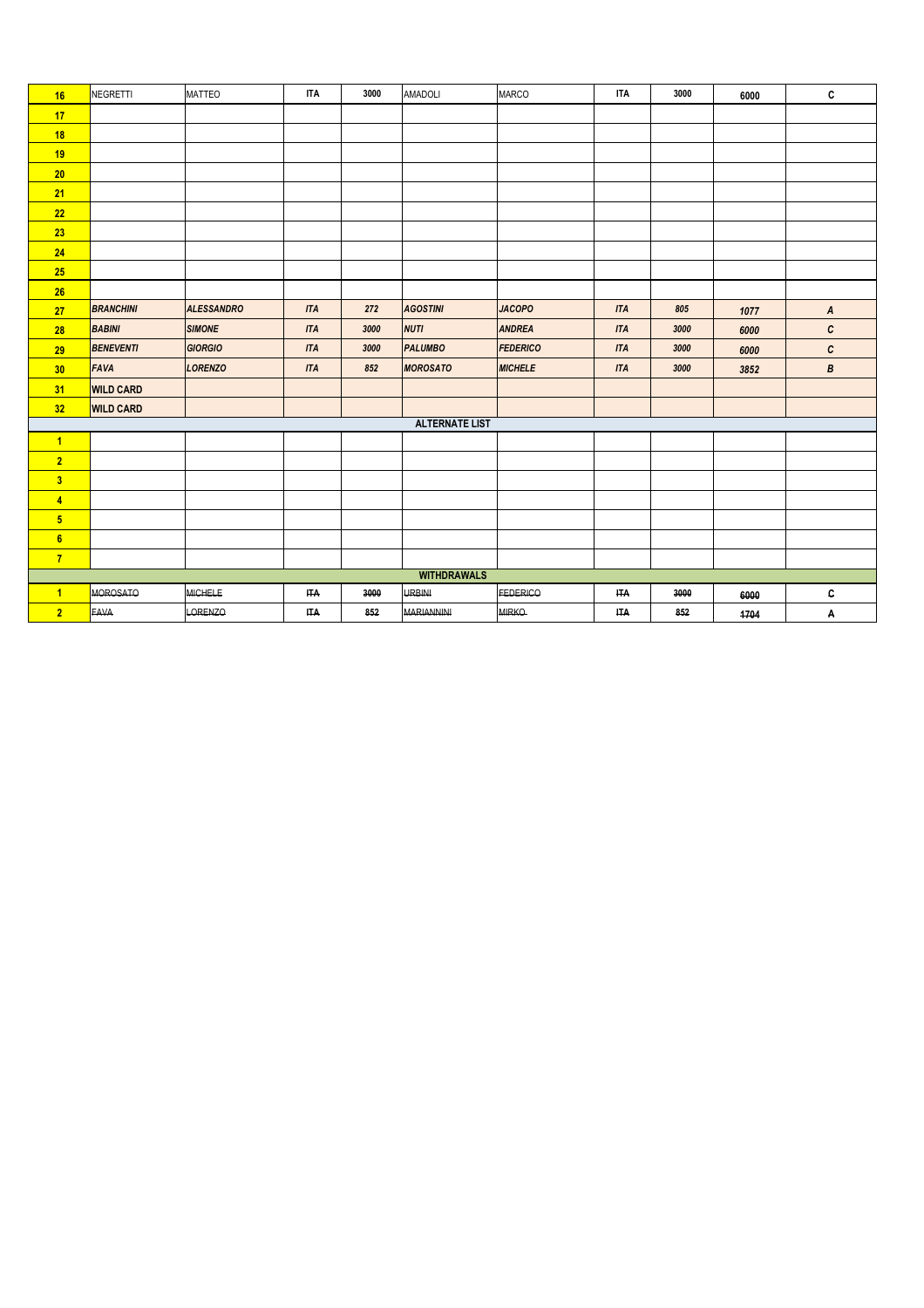| | | | | | | | | | | |
|---|---|---|---|---|---|---|---|---|---|---|
| 16 | NEGRETTI | MATTEO | ITA | 3000 | AMADOLI | MARCO | ITA | 3000 | 6000 | C |
| 17 | | | | | | | | | | |
| 18 | | | | | | | | | | |
| 19 | | | | | | | | | | |
| 20 | | | | | | | | | | |
| 21 | | | | | | | | | | |
| 22 | | | | | | | | | | |
| 23 | | | | | | | | | | |
| 24 | | | | | | | | | | |
| 25 | | | | | | | | | | |
| 26 | | | | | | | | | | |
| 27 | ***BRANCHINI*** | ***ALESSANDRO*** | ***ITA*** | ***272*** | ***AGOSTINI*** | ***JACOPO*** | ***ITA*** | ***805*** | ***1077*** | ***A*** |
| 28 | ***BABINI*** | ***SIMONE*** | ***ITA*** | ***3000*** | ***NUTI*** | ***ANDREA*** | ***ITA*** | ***3000*** | ***6000*** | ***C*** |
| 29 | ***BENEVENTI*** | ***GIORGIO*** | ***ITA*** | ***3000*** | ***PALUMBO*** | ***FEDERICO*** | ***ITA*** | ***3000*** | ***6000*** | ***C*** |
| 30 | ***FAVA*** | ***LORENZO*** | ***ITA*** | ***852*** | ***MOROSATO*** | ***MICHELE*** | ***ITA*** | ***3000*** | ***3852*** | ***B*** |
| 31 | **WILD CARD** | | | | | | | | | |
| 32 | **WILD CARD** | | | | | | | | | |
| | | | | | **ALTERNATE LIST** | | | | | |
| 1 | | | | | | | | | | |
| 2 | | | | | | | | | | |
| 3 | | | | | | | | | | |
| 4 | | | | | | | | | | |
| 5 | | | | | | | | | | |
| 6 | | | | | | | | | | |
| 7 | | | | | | | | | | |
| | | | | | **WITHDRAWALS** | | | | | |
| 1 | ~~MOROSATO~~ | ~~MICHELE~~ | ~~ITA~~ | ~~3000~~ | ~~URBINI~~ | ~~FEDERICO~~ | ~~ITA~~ | ~~3000~~ | ~~6000~~ | ~~C~~ |
| 2 | ~~FAVA~~ | ~~LORENZO~~ | ~~ITA~~ | ~~852~~ | ~~MARIANNINI~~ | ~~MIRKO~~ | ~~ITA~~ | ~~852~~ | ~~1704~~ | ~~A~~ |